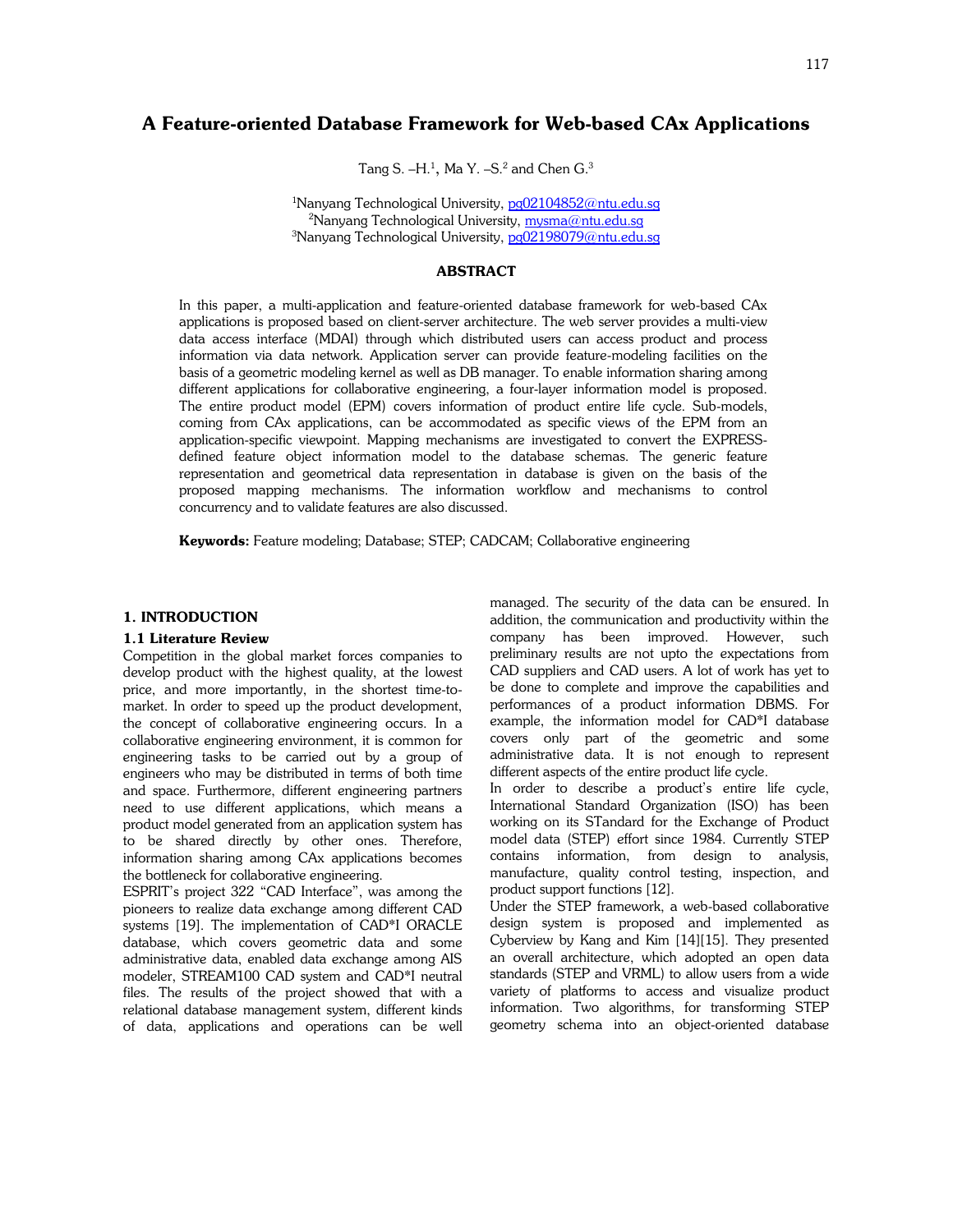# A Feature-oriented Database Framework for Web-based CAx Applications

Tang S. –H.[1], Ma Y. –S.[2] and Chen G.[3]

[1]Nanyang Technological University, pg02104852@ntu.edu.sg
[2]Nanyang Technological University, mysma@ntu.edu.sg
[3]Nanyang Technological University, pg02198079@ntu.edu.sg

## ABSTRACT

In this paper, a multi-application and feature-oriented database framework for web-based CAx applications is proposed based on client-server architecture. The web server provides a multi-view data access interface (MDAI) through which distributed users can access product and process information via data network. Application server can provide feature-modeling facilities on the basis of a geometric modeling kernel as well as DB manager. To enable information sharing among different applications for collaborative engineering, a four-layer information model is proposed. The entire product model (EPM) covers information of product entire life cycle. Sub-models, coming from CAx applications, can be accommodated as specific views of the EPM from an application-specific viewpoint. Mapping mechanisms are investigated to convert the EXPRESS-defined feature object information model to the database schemas. The generic feature representation and geometrical data representation in database is given on the basis of the proposed mapping mechanisms. The information workflow and mechanisms to control concurrency and to validate features are also discussed.

**Keywords:** Feature modeling; Database; STEP; CADCAM; Collaborative engineering

## 1. INTRODUCTION

### 1.1 Literature Review

Competition in the global market forces companies to develop product with the highest quality, at the lowest price, and more importantly, in the shortest time-to-market. In order to speed up the product development, the concept of collaborative engineering occurs. In a collaborative engineering environment, it is common for engineering tasks to be carried out by a group of engineers who may be distributed in terms of both time and space. Furthermore, different engineering partners need to use different applications, which means a product model generated from an application system has to be shared directly by other ones. Therefore, information sharing among CAx applications becomes the bottleneck for collaborative engineering.

ESPRIT's project 322 "CAD Interface", was among the pioneers to realize data exchange among different CAD systems [19]. The implementation of CAD*I ORACLE database, which covers geometric data and some administrative data, enabled data exchange among AIS modeler, STREAM100 CAD system and CAD*I neutral files. The results of the project showed that with a relational database management system, different kinds of data, applications and operations can be well managed. The security of the data can be ensured. In addition, the communication and productivity within the company has been improved. However, such preliminary results are not upto the expectations from CAD suppliers and CAD users. A lot of work has yet to be done to complete and improve the capabilities and performances of a product information DBMS. For example, the information model for CAD*I database covers only part of the geometric and some administrative data. It is not enough to represent different aspects of the entire product life cycle.

In order to describe a product's entire life cycle, International Standard Organization (ISO) has been working on its STandard for the Exchange of Product model data (STEP) effort since 1984. Currently STEP contains information, from design to analysis, manufacture, quality control testing, inspection, and product support functions [12].

Under the STEP framework, a web-based collaborative design system is proposed and implemented as Cyberview by Kang and Kim [14][15]. They presented an overall architecture, which adopted an open data standards (STEP and VRML) to allow users from a wide variety of platforms to access and visualize product information. Two algorithms, for transforming STEP geometry schema into an object-oriented database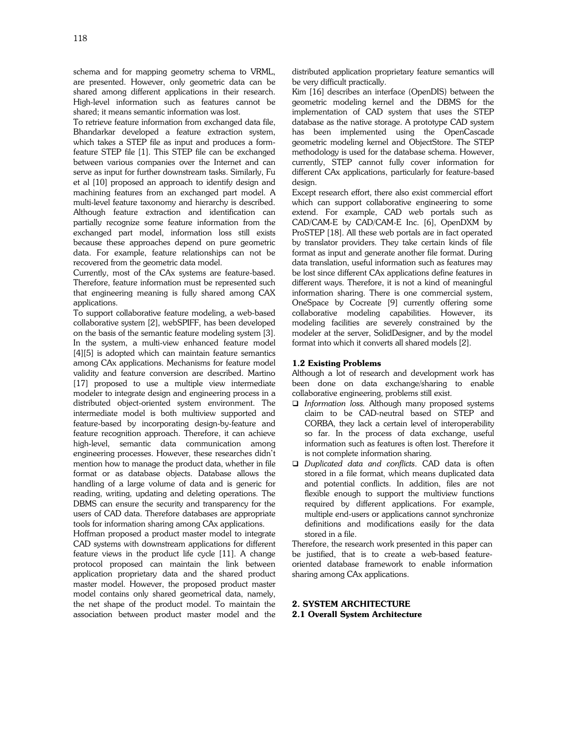schema and for mapping geometry schema to VRML, are presented. However, only geometric data can be shared among different applications in their research. High-level information such as features cannot be shared; it means semantic information was lost.

To retrieve feature information from exchanged data file, Bhandarkar developed a feature extraction system, which takes a STEP file as input and produces a form-feature STEP file [1]. This STEP file can be exchanged between various companies over the Internet and can serve as input for further downstream tasks. Similarly, Fu et al [10] proposed an approach to identify design and machining features from an exchanged part model. A multi-level feature taxonomy and hierarchy is described. Although feature extraction and identification can partially recognize some feature information from the exchanged part model, information loss still exists because these approaches depend on pure geometric data. For example, feature relationships can not be recovered from the geometric data model.

Currently, most of the CAx systems are feature-based. Therefore, feature information must be represented such that engineering meaning is fully shared among CAX applications.

To support collaborative feature modeling, a web-based collaborative system [2], webSPIFF, has been developed on the basis of the semantic feature modeling system [3]. In the system, a multi-view enhanced feature model [4][5] is adopted which can maintain feature semantics among CAx applications. Mechanisms for feature model validity and feature conversion are described. Martino [17] proposed to use a multiple view intermediate modeler to integrate design and engineering process in a distributed object-oriented system environment. The intermediate model is both multiview supported and feature-based by incorporating design-by-feature and feature recognition approach. Therefore, it can achieve high-level, semantic data communication among engineering processes. However, these researches didn't mention how to manage the product data, whether in file format or as database objects. Database allows the handling of a large volume of data and is generic for reading, writing, updating and deleting operations. The DBMS can ensure the security and transparency for the users of CAD data. Therefore databases are appropriate tools for information sharing among CAx applications.

Hoffman proposed a product master model to integrate CAD systems with downstream applications for different feature views in the product life cycle [11]. A change protocol proposed can maintain the link between application proprietary data and the shared product master model. However, the proposed product master model contains only shared geometrical data, namely, the net shape of the product model. To maintain the association between product master model and the distributed application proprietary feature semantics will be very difficult practically.

Kim [16] describes an interface (OpenDIS) between the geometric modeling kernel and the DBMS for the implementation of CAD system that uses the STEP database as the native storage. A prototype CAD system has been implemented using the OpenCascade geometric modeling kernel and ObjectStore. The STEP methodology is used for the database schema. However, currently, STEP cannot fully cover information for different CAx applications, particularly for feature-based design.

Except research effort, there also exist commercial effort which can support collaborative engineering to some extend. For example, CAD web portals such as CAD/CAM-E by CAD/CAM-E Inc. [6], OpenDXM by ProSTEP [18]. All these web portals are in fact operated by translator providers. They take certain kinds of file format as input and generate another file format. During data translation, useful information such as features may be lost since different CAx applications define features in different ways. Therefore, it is not a kind of meaningful information sharing. There is one commercial system, OneSpace by Cocreate [9] currently offering some collaborative modeling capabilities. However, its modeling facilities are severely constrained by the modeler at the server, SolidDesigner, and by the model format into which it converts all shared models [2].

### 1.2 Existing Problems

Although a lot of research and development work has been done on data exchange/sharing to enable collaborative engineering, problems still exist.

- *Information loss.* Although many proposed systems claim to be CAD-neutral based on STEP and CORBA, they lack a certain level of interoperability so far. In the process of data exchange, useful information such as features is often lost. Therefore it is not complete information sharing.
- *Duplicated data and conflicts*. CAD data is often stored in a file format, which means duplicated data and potential conflicts. In addition, files are not flexible enough to support the multiview functions required by different applications. For example, multiple end-users or applications cannot synchronize definitions and modifications easily for the data stored in a file.

Therefore, the research work presented in this paper can be justified, that is to create a web-based feature-oriented database framework to enable information sharing among CAx applications.

## 2. SYSTEM ARCHITECTURE

### 2.1 Overall System Architecture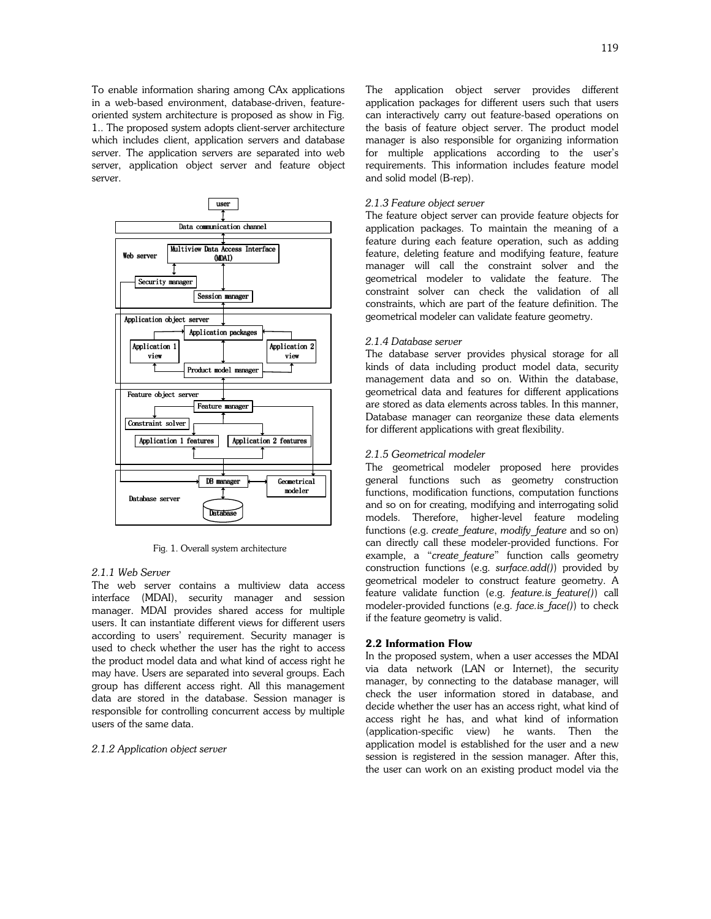To enable information sharing among CAx applications in a web-based environment, database-driven, feature-oriented system architecture is proposed as show in Fig. 1.. The proposed system adopts client-server architecture which includes client, application servers and database server. The application servers are separated into web server, application object server and feature object server.

user

Data communication channel

Web server

Multiview Data Access Interface (MDAI)

Security manager

Session manager

Application object server

Application packages

Application 1 view

Application 2 view

Product model manager

Feature object server

Feature manager

Constraint solver

Application 1 features

Application 2 features

DB manager

Geometrical modeler

Database server

Database

Fig. 1. Overall system architecture

*2.1.1 Web Server*

The web server contains a multiview data access interface (MDAI), security manager and session manager. MDAI provides shared access for multiple users. It can instantiate different views for different users according to users' requirement. Security manager is used to check whether the user has the right to access the product model data and what kind of access right he may have. Users are separated into several groups. Each group has different access right. All this management data are stored in the database. Session manager is responsible for controlling concurrent access by multiple users of the same data.

*2.1.2 Application object server*

The application object server provides different application packages for different users such that users can interactively carry out feature-based operations on the basis of feature object server. The product model manager is also responsible for organizing information for multiple applications according to the user's requirements. This information includes feature model and solid model (B-rep).

*2.1.3 Feature object server*

The feature object server can provide feature objects for application packages. To maintain the meaning of a feature during each feature operation, such as adding feature, deleting feature and modifying feature, feature manager will call the constraint solver and the geometrical modeler to validate the feature. The constraint solver can check the validation of all constraints, which are part of the feature definition. The geometrical modeler can validate feature geometry.

*2.1.4 Database server*

The database server provides physical storage for all kinds of data including product model data, security management data and so on. Within the database, geometrical data and features for different applications are stored as data elements across tables. In this manner, Database manager can reorganize these data elements for different applications with great flexibility.

*2.1.5 Geometrical modeler*

The geometrical modeler proposed here provides general functions such as geometry construction functions, modification functions, computation functions and so on for creating, modifying and interrogating solid models. Therefore, higher-level feature modeling functions (e.g. *create_feature*, *modify_feature* and so on) can directly call these modeler-provided functions. For example, a "*create_feature*" function calls geometry construction functions (e.g. *surface.add()*) provided by geometrical modeler to construct feature geometry. A feature validate function (e.g. *feature.is_feature()*) call modeler-provided functions (e.g. *face.is_face()*) to check if the feature geometry is valid.

## 2.2 Information Flow

In the proposed system, when a user accesses the MDAI via data network (LAN or Internet), the security manager, by connecting to the database manager, will check the user information stored in database, and decide whether the user has an access right, what kind of access right he has, and what kind of information (application-specific view) he wants. Then the application model is established for the user and a new session is registered in the session manager. After this, the user can work on an existing product model via the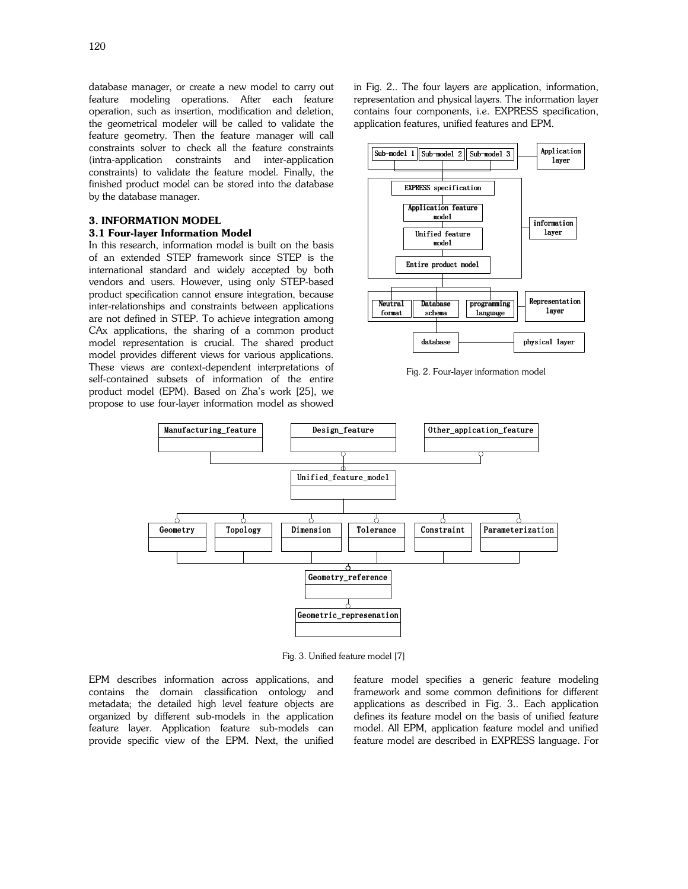database manager, or create a new model to carry out feature modeling operations. After each feature operation, such as insertion, modification and deletion, the geometrical modeler will be called to validate the feature geometry. Then the feature manager will call constraints solver to check all the feature constraints (intra-application constraints and inter-application constraints) to validate the feature model. Finally, the finished product model can be stored into the database by the database manager.

## 3. INFORMATION MODEL

### 3.1 Four-layer Information Model

In this research, information model is built on the basis of an extended STEP framework since STEP is the international standard and widely accepted by both vendors and users. However, using only STEP-based product specification cannot ensure integration, because inter-relationships and constraints between applications are not defined in STEP. To achieve integration among CAx applications, the sharing of a common product model representation is crucial. The shared product model provides different views for various applications. These views are context-dependent interpretations of self-contained subsets of information of the entire product model (EPM). Based on Zha's work [25], we propose to use four-layer information model as showed in Fig. 2.. The four layers are application, information, representation and physical layers. The information layer contains four components, i.e. EXPRESS specification, application features, unified features and EPM.

Fig. 2. Four-layer information model

Fig. 3. Unified feature model [7]

EPM describes information across applications, and contains the domain classification ontology and metadata; the detailed high level feature objects are organized by different sub-models in the application feature layer. Application feature sub-models can provide specific view of the EPM. Next, the unified feature model specifies a generic feature modeling framework and some common definitions for different applications as described in Fig. 3.. Each application defines its feature model on the basis of unified feature model. All EPM, application feature model and unified feature model are described in EXPRESS language. For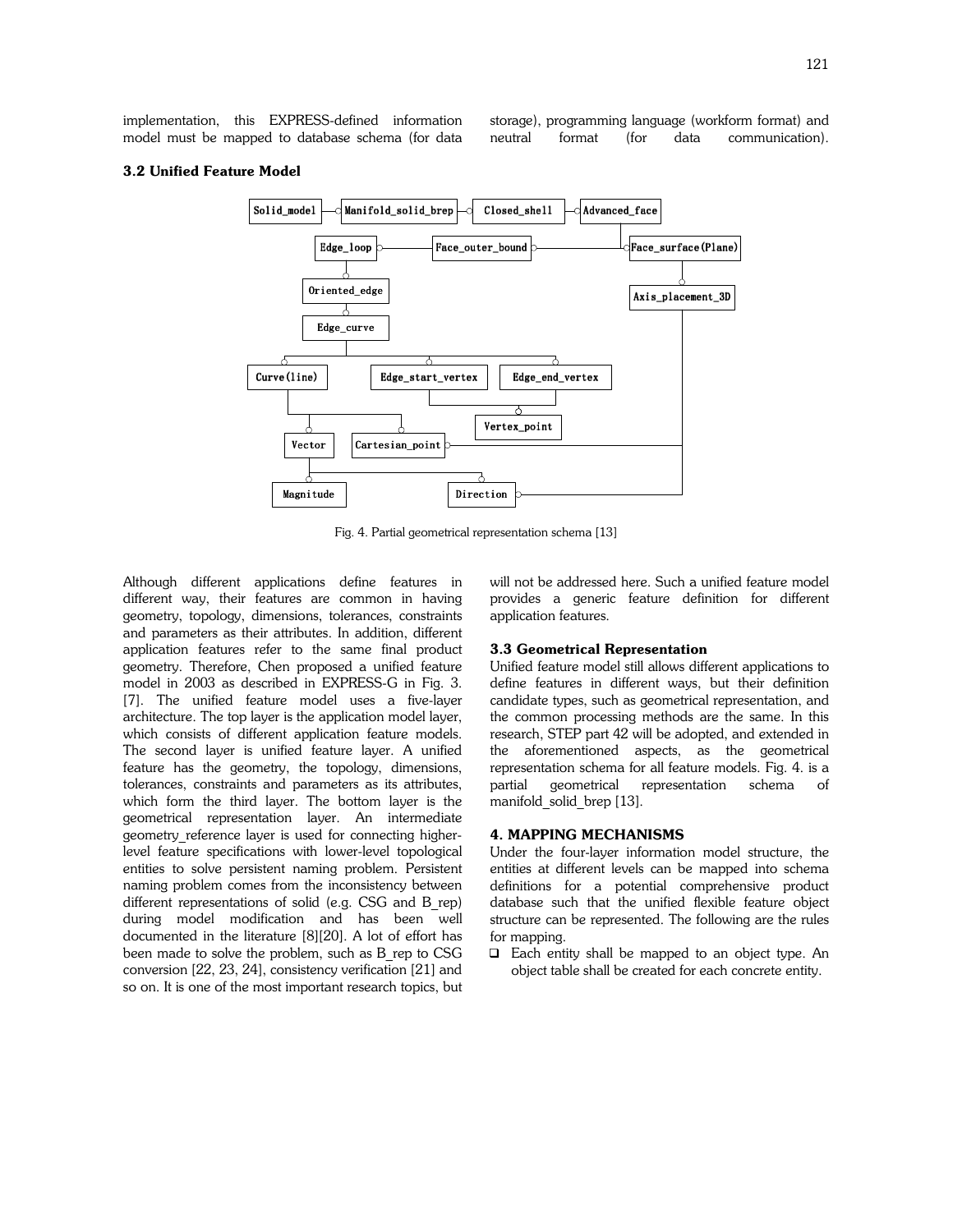implementation, this EXPRESS-defined information model must be mapped to database schema (for data storage), programming language (workform format) and neutral format (for data communication).

### 3.2 Unified Feature Model

Fig. 4. Partial geometrical representation schema [13]

Although different applications define features in different way, their features are common in having geometry, topology, dimensions, tolerances, constraints and parameters as their attributes. In addition, different application features refer to the same final product geometry. Therefore, Chen proposed a unified feature model in 2003 as described in EXPRESS-G in Fig. 3. [7]. The unified feature model uses a five-layer architecture. The top layer is the application model layer, which consists of different application feature models. The second layer is unified feature layer. A unified feature has the geometry, the topology, dimensions, tolerances, constraints and parameters as its attributes, which form the third layer. The bottom layer is the geometrical representation layer. An intermediate geometry_reference layer is used for connecting higher-level feature specifications with lower-level topological entities to solve persistent naming problem. Persistent naming problem comes from the inconsistency between different representations of solid (e.g. CSG and B_rep) during model modification and has been well documented in the literature [8][20]. A lot of effort has been made to solve the problem, such as B_rep to CSG conversion [22, 23, 24], consistency verification [21] and so on. It is one of the most important research topics, but will not be addressed here. Such a unified feature model provides a generic feature definition for different application features.

### 3.3 Geometrical Representation

Unified feature model still allows different applications to define features in different ways, but their definition candidate types, such as geometrical representation, and the common processing methods are the same. In this research, STEP part 42 will be adopted, and extended in the aforementioned aspects, as the geometrical representation schema for all feature models. Fig. 4. is a partial geometrical representation schema of manifold_solid_brep [13].

## 4. MAPPING MECHANISMS

Under the four-layer information model structure, the entities at different levels can be mapped into schema definitions for a potential comprehensive product database such that the unified flexible feature object structure can be represented. The following are the rules for mapping.

- Each entity shall be mapped to an object type. An object table shall be created for each concrete entity.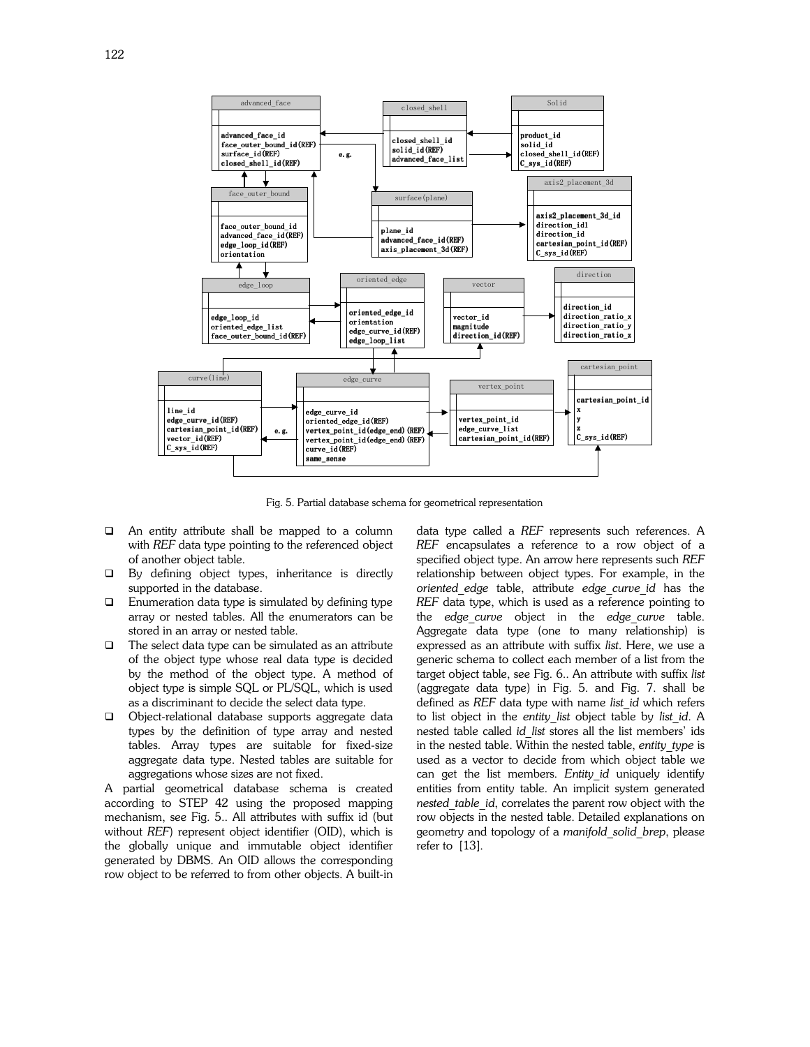Fig. 5. Partial database schema for geometrical representation

- An entity attribute shall be mapped to a column with *REF* data type pointing to the referenced object of another object table.
- By defining object types, inheritance is directly supported in the database.
- Enumeration data type is simulated by defining type array or nested tables. All the enumerators can be stored in an array or nested table.
- The select data type can be simulated as an attribute of the object type whose real data type is decided by the method of the object type. A method of object type is simple SQL or PL/SQL, which is used as a discriminant to decide the select data type.
- Object-relational database supports aggregate data types by the definition of type array and nested tables. Array types are suitable for fixed-size aggregate data type. Nested tables are suitable for aggregations whose sizes are not fixed.

A partial geometrical database schema is created according to STEP 42 using the proposed mapping mechanism, see Fig. 5.. All attributes with suffix id (but without *REF*) represent object identifier (OID), which is the globally unique and immutable object identifier generated by DBMS. An OID allows the corresponding row object to be referred to from other objects. A built-in data type called a *REF* represents such references. A *REF* encapsulates a reference to a row object of a specified object type. An arrow here represents such *REF* relationship between object types. For example, in the *oriented_edge* table, attribute *edge_curve_id* has the *REF* data type, which is used as a reference pointing to the *edge_curve* object in the *edge_curve* table. Aggregate data type (one to many relationship) is expressed as an attribute with suffix *list*. Here, we use a generic schema to collect each member of a list from the target object table, see Fig. 6.. An attribute with suffix *list* (aggregate data type) in Fig. 5. and Fig. 7. shall be defined as *REF* data type with name *list_id* which refers to list object in the *entity_list* object table by *list_id*. A nested table called *id_list* stores all the list members' ids in the nested table. Within the nested table, *entity_type* is used as a vector to decide from which object table we can get the list members. *Entity_id* uniquely identify entities from entity table. An implicit system generated *nested_table_id*, correlates the parent row object with the row objects in the nested table. Detailed explanations on geometry and topology of a *manifold_solid_brep*, please refer to [13].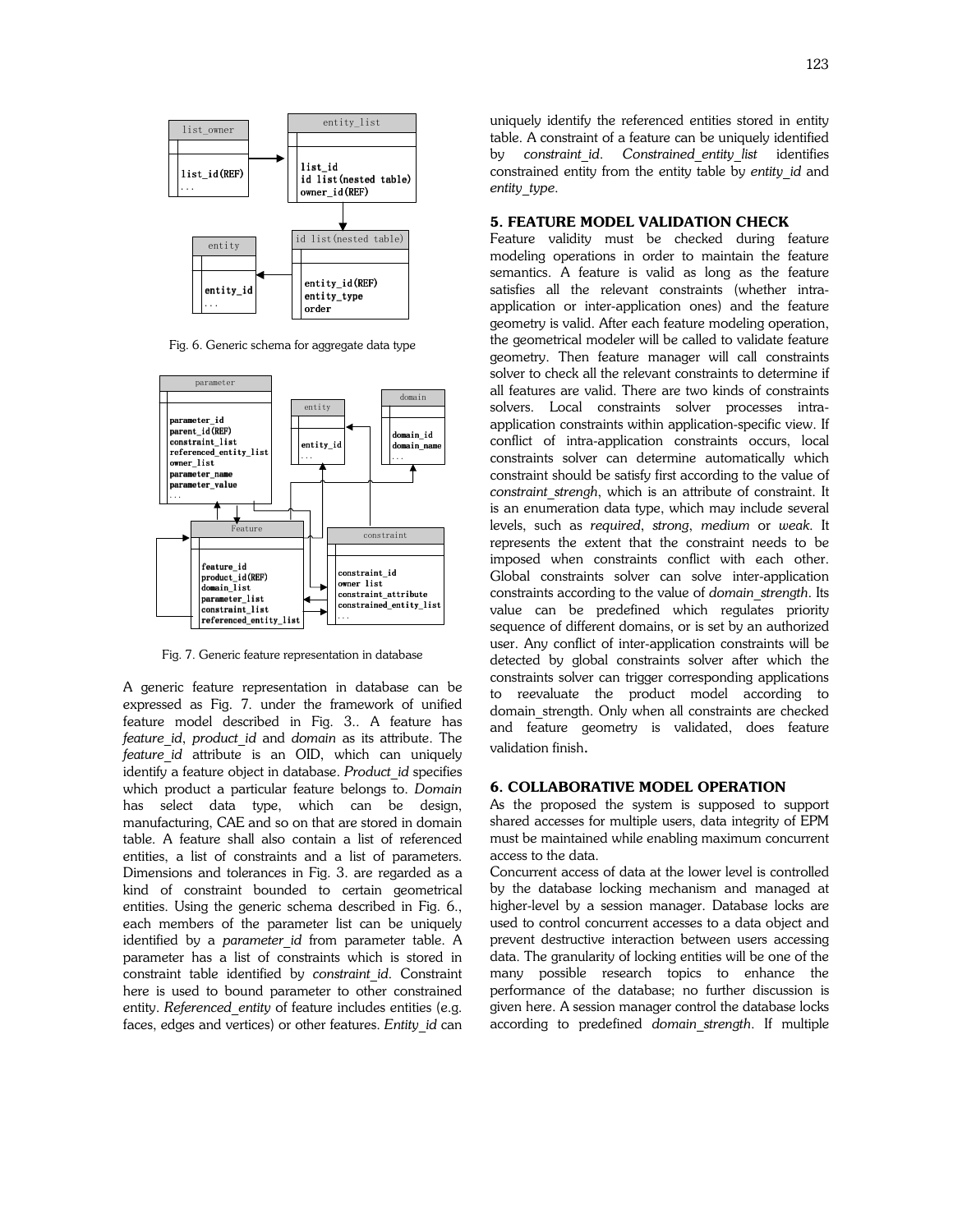Fig. 6. Generic schema for aggregate data type

Fig. 7. Generic feature representation in database

A generic feature representation in database can be expressed as Fig. 7. under the framework of unified feature model described in Fig. 3.. A feature has *feature_id*, *product_id* and *domain* as its attribute. The *feature_id* attribute is an OID, which can uniquely identify a feature object in database. *Product_id* specifies which product a particular feature belongs to. *Domain* has select data type, which can be design, manufacturing, CAE and so on that are stored in domain table. A feature shall also contain a list of referenced entities, a list of constraints and a list of parameters. Dimensions and tolerances in Fig. 3. are regarded as a kind of constraint bounded to certain geometrical entities. Using the generic schema described in Fig. 6., each members of the parameter list can be uniquely identified by a *parameter_id* from parameter table. A parameter has a list of constraints which is stored in constraint table identified by *constraint_id*. Constraint here is used to bound parameter to other constrained entity. *Referenced_entity* of feature includes entities (e.g. faces, edges and vertices) or other features. *Entity_id* can uniquely identify the referenced entities stored in entity table. A constraint of a feature can be uniquely identified by *constraint_id*. *Constrained_entity_list* identifies constrained entity from the entity table by *entity_id* and *entity_type*.

## 5. FEATURE MODEL VALIDATION CHECK

Feature validity must be checked during feature modeling operations in order to maintain the feature semantics. A feature is valid as long as the feature satisfies all the relevant constraints (whether intra-application or inter-application ones) and the feature geometry is valid. After each feature modeling operation, the geometrical modeler will be called to validate feature geometry. Then feature manager will call constraints solver to check all the relevant constraints to determine if all features are valid. There are two kinds of constraints solvers. Local constraints solver processes intra-application constraints within application-specific view. If conflict of intra-application constraints occurs, local constraints solver can determine automatically which constraint should be satisfy first according to the value of *constraint_strengh*, which is an attribute of constraint. It is an enumeration data type, which may include several levels, such as *required*, *strong*, *medium* or *weak*. It represents the extent that the constraint needs to be imposed when constraints conflict with each other. Global constraints solver can solve inter-application constraints according to the value of *domain_strength*. Its value can be predefined which regulates priority sequence of different domains, or is set by an authorized user. Any conflict of inter-application constraints will be detected by global constraints solver after which the constraints solver can trigger corresponding applications to reevaluate the product model according to domain_strength. Only when all constraints are checked and feature geometry is validated, does feature validation finish.

## 6. COLLABORATIVE MODEL OPERATION

As the proposed the system is supposed to support shared accesses for multiple users, data integrity of EPM must be maintained while enabling maximum concurrent access to the data.

Concurrent access of data at the lower level is controlled by the database locking mechanism and managed at higher-level by a session manager. Database locks are used to control concurrent accesses to a data object and prevent destructive interaction between users accessing data. The granularity of locking entities will be one of the many possible research topics to enhance the performance of the database; no further discussion is given here. A session manager control the database locks according to predefined *domain_strength*. If multiple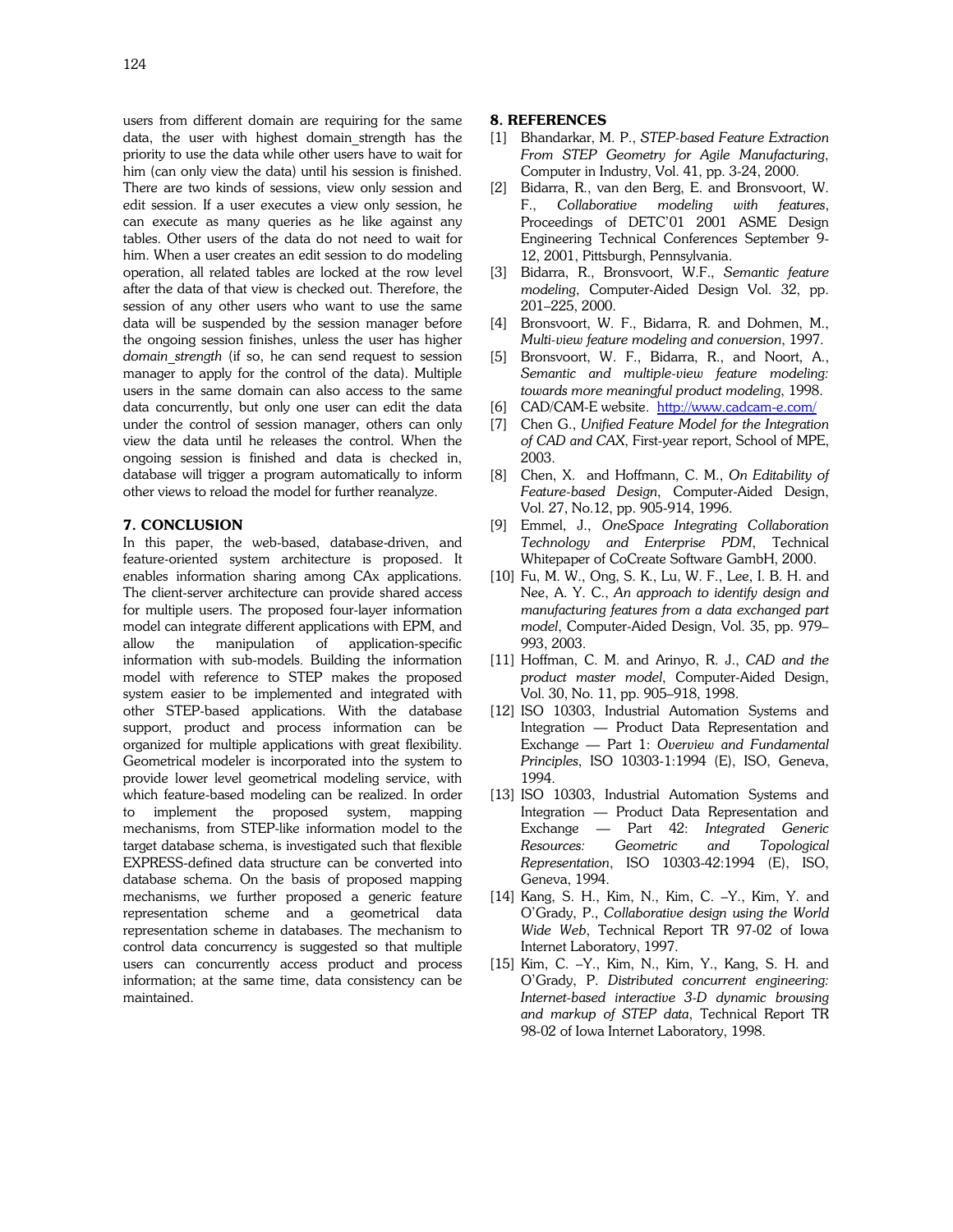users from different domain are requiring for the same data, the user with highest domain_strength has the priority to use the data while other users have to wait for him (can only view the data) until his session is finished. There are two kinds of sessions, view only session and edit session. If a user executes a view only session, he can execute as many queries as he like against any tables. Other users of the data do not need to wait for him. When a user creates an edit session to do modeling operation, all related tables are locked at the row level after the data of that view is checked out. Therefore, the session of any other users who want to use the same data will be suspended by the session manager before the ongoing session finishes, unless the user has higher *domain_strength* (if so, he can send request to session manager to apply for the control of the data). Multiple users in the same domain can also access to the same data concurrently, but only one user can edit the data under the control of session manager, others can only view the data until he releases the control. When the ongoing session is finished and data is checked in, database will trigger a program automatically to inform other views to reload the model for further reanalyze.

## 7. CONCLUSION

In this paper, the web-based, database-driven, and feature-oriented system architecture is proposed. It enables information sharing among CAx applications. The client-server architecture can provide shared access for multiple users. The proposed four-layer information model can integrate different applications with EPM, and allow the manipulation of application-specific information with sub-models. Building the information model with reference to STEP makes the proposed system easier to be implemented and integrated with other STEP-based applications. With the database support, product and process information can be organized for multiple applications with great flexibility. Geometrical modeler is incorporated into the system to provide lower level geometrical modeling service, with which feature-based modeling can be realized. In order to implement the proposed system, mapping mechanisms, from STEP-like information model to the target database schema, is investigated such that flexible EXPRESS-defined data structure can be converted into database schema. On the basis of proposed mapping mechanisms, we further proposed a generic feature representation scheme and a geometrical data representation scheme in databases. The mechanism to control data concurrency is suggested so that multiple users can concurrently access product and process information; at the same time, data consistency can be maintained.

## 8. REFERENCES

[1] Bhandarkar, M. P., *STEP-based Feature Extraction From STEP Geometry for Agile Manufacturing*, Computer in Industry, Vol. 41, pp. 3-24, 2000.

[2] Bidarra, R., van den Berg, E. and Bronsvoort, W. F., *Collaborative modeling with features*, Proceedings of DETC'01 2001 ASME Design Engineering Technical Conferences September 9-12, 2001, Pittsburgh, Pennsylvania.

[3] Bidarra, R., Bronsvoort, W.F., *Semantic feature modeling*, Computer-Aided Design Vol. 32, pp. 201–225, 2000.

[4] Bronsvoort, W. F., Bidarra, R. and Dohmen, M., *Multi-view feature modeling and conversion*, 1997.

[5] Bronsvoort, W. F., Bidarra, R., and Noort, A., *Semantic and multiple-view feature modeling: towards more meaningful product modeling*, 1998.

[6] CAD/CAM-E website. http://www.cadcam-e.com/

[7] Chen G., *Unified Feature Model for the Integration of CAD and CAX*, First-year report, School of MPE, 2003.

[8] Chen, X. and Hoffmann, C. M., *On Editability of Feature-based Design*, Computer-Aided Design, Vol. 27, No.12, pp. 905-914, 1996.

[9] Emmel, J., *OneSpace Integrating Collaboration Technology and Enterprise PDM*, Technical Whitepaper of CoCreate Software GambH, 2000.

[10] Fu, M. W., Ong, S. K., Lu, W. F., Lee, I. B. H. and Nee, A. Y. C., *An approach to identify design and manufacturing features from a data exchanged part model*, Computer-Aided Design, Vol. 35, pp. 979–993, 2003.

[11] Hoffman, C. M. and Arinyo, R. J., *CAD and the product master model*, Computer-Aided Design, Vol. 30, No. 11, pp. 905–918, 1998.

[12] ISO 10303, Industrial Automation Systems and Integration — Product Data Representation and Exchange — Part 1: *Overview and Fundamental Principles*, ISO 10303-1:1994 (E), ISO, Geneva, 1994.

[13] ISO 10303, Industrial Automation Systems and Integration — Product Data Representation and Exchange — Part 42: *Integrated Generic Resources: Geometric and Topological Representation*, ISO 10303-42:1994 (E), ISO, Geneva, 1994.

[14] Kang, S. H., Kim, N., Kim, C. –Y., Kim, Y. and O'Grady, P., *Collaborative design using the World Wide Web*, Technical Report TR 97-02 of Iowa Internet Laboratory, 1997.

[15] Kim, C. –Y., Kim, N., Kim, Y., Kang, S. H. and O'Grady, P. *Distributed concurrent engineering: Internet-based interactive 3-D dynamic browsing and markup of STEP data*, Technical Report TR 98-02 of Iowa Internet Laboratory, 1998.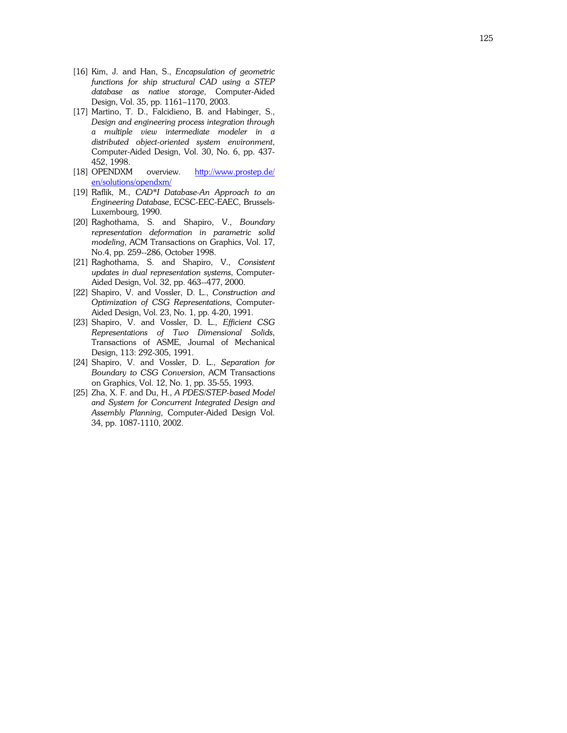[16] Kim, J. and Han, S., *Encapsulation of geometric functions for ship structural CAD using a STEP database as native storage*, Computer-Aided Design, Vol. 35, pp. 1161–1170, 2003.

[17] Martino, T. D., Falcidieno, B. and Habinger, S., *Design and engineering process integration through a multiple view intermediate modeler in a distributed object-oriented system environment*, Computer-Aided Design, Vol. 30, No. 6, pp. 437-452, 1998.

[18] OPENDXM overview. http://www.prostep.de/en/solutions/opendxm/

[19] Raflik, M., *CAD*I Database-An Approach to an Engineering Database*, ECSC-EEC-EAEC, Brussels-Luxembourg, 1990.

[20] Raghothama, S. and Shapiro, V., *Boundary representation deformation in parametric solid modeling*, ACM Transactions on Graphics, Vol. 17, No.4, pp. 259--286, October 1998.

[21] Raghothama, S. and Shapiro, V., *Consistent updates in dual representation systems*, Computer-Aided Design, Vol. 32, pp. 463--477, 2000.

[22] Shapiro, V. and Vossler, D. L., *Construction and Optimization of CSG Representations*, Computer-Aided Design, Vol. 23, No. 1, pp. 4-20, 1991.

[23] Shapiro, V. and Vossler, D. L., *Efficient CSG Representations of Two Dimensional Solids*, Transactions of ASME, Journal of Mechanical Design, 113: 292-305, 1991.

[24] Shapiro, V. and Vossler, D. L., *Separation for Boundary to CSG Conversion*, ACM Transactions on Graphics, Vol. 12, No. 1, pp. 35-55, 1993.

[25] Zha, X. F. and Du, H., *A PDES/STEP-based Model and System for Concurrent Integrated Design and Assembly Planning*, Computer-Aided Design Vol. 34, pp. 1087-1110, 2002.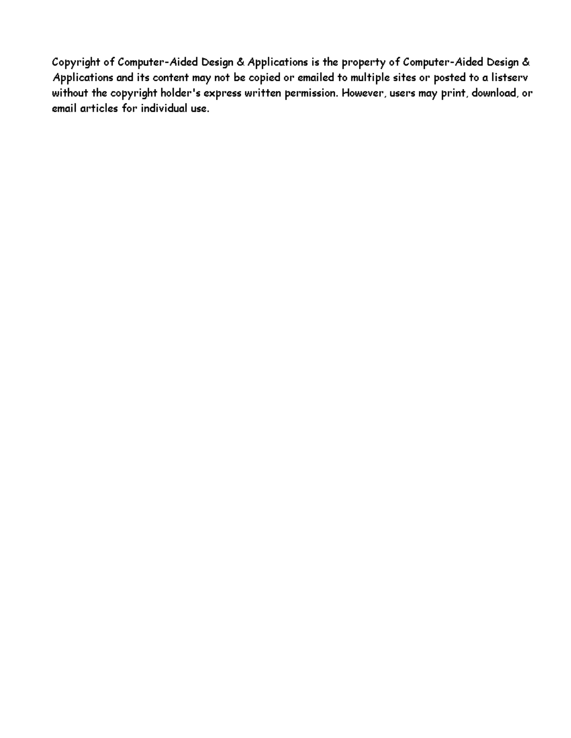Copyright of Computer-Aided Design & Applications is the property of Computer-Aided Design & Applications and its content may not be copied or emailed to multiple sites or posted to a listserv without the copyright holder's express written permission. However, users may print, download, or email articles for individual use.